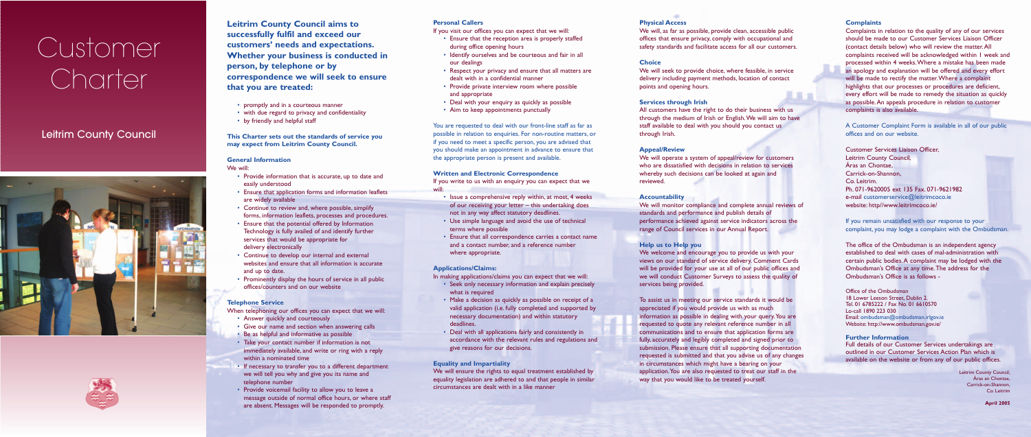# Customer Charter

## Leitrim County Council

**Leitrim County Council aims to successfully fulfil and exceed our customers' needs and expectations. Whether your business is conducted in person, by telephone or by correspondence we will seek to ensure that you are treated:**

- promptly and in a courteous manner
- with due regard to privacy and confidentiality
- by friendly and helpful staff

**This Charter sets out the standards of service you may expect from Leitrim County Council.**

### General Information

We will:

- Provide information that is accurate, up to date and easily understood
- Ensure that application forms and information leaflets are widely available
- Continue to review and, where possible, simplify forms, information leaflets, processes and procedures.
- Ensure that the potential offered by Information Technology is fully availed of and identify further services that would be appropriate for delivery electronically
- Continue to develop our internal and external websites and ensure that all information is accurate and up to date.
- Prominently display the hours of service in all public offices/counters and on our website

### Telephone Service

When telephoning our offices you can expect that we will:

- Answer quickly and courteously
- Give our name and section when answering calls
- Be as helpful and informative as possible
- Take your contact number if information is not immediately available, and write or ring with a reply within a nominated time
- If necessary to transfer you to a different department we will tell you why and give you its name and telephone number
- Provide voicemail facility to allow you to leave a message outside of normal office hours, or where staff are absent. Messages will be responded to promptly.

### Personal Callers

If you visit our offices you can expect that we will:

- Ensure that the reception area is properly staffed during office opening hours
- Identify ourselves and be courteous and fair in all our dealings
- Respect your privacy and ensure that all matters are dealt with in a confidential manner
- Provide private interview room where possible and appropriate
- Deal with your enquiry as quickly as possible
- Aim to keep appointments punctually

You are requested to deal with our front-line staff as far as possible in relation to enquiries. For non-routine matters, or if you need to meet a specific person, you are advised that you should make an appointment in advance to ensure that the appropriate person is present and available.

### Written and Electronic Correspondence

If you write to us with an enquiry you can expect that we will:

- Issue a comprehensive reply within, at most, 4 weeks of our receiving your letter – this undertaking does not in any way affect statutory deadlines.
- Use simple language and avoid the use of technical terms where possible
- Ensure that all correspondence carries a contact name and a contact number, and a reference number where appropriate.

### Applications/Claims:

In making applications/claims you can expect that we will:

- Seek only necessary information and explain precisely what is required
- Make a decision as quickly as possible on receipt of a valid application (i.e. fully completed and supported by necessary documentation) and within statutory deadlines.
- Deal with all applications fairly and consistently in accordance with the relevant rules and regulations and give reasons for our decisions.

### Equality and Impartiality

We will ensure the rights to equal treatment established by equality legislation are adhered to and that people in similar circumstances are dealt with in a like manner

### Physical Access

We will, as far as possible, provide clean, accessible public offices that ensure privacy, comply with occupational and safety standards and facilitate access for all our customers.

### Choice

We will seek to provide choice, where feasible, in service delivery including payment methods, location of contact points and opening hours.

### Services through Irish

All customers have the right to do their business with us through the medium of Irish or English. We will aim to have staff available to deal with you should you contact us through Irish.

### Appeal/Review

We will operate a system of appeal/review for customers who are dissatisfied with decisions in relation to services whereby such decisions can be looked at again and reviewed.

### Accountability

We will monitor compliance and complete annual reviews of standards and performance and publish details of performance achieved against service indicators across the range of Council services in our Annual Report.

### Help us to Help you

We welcome and encourage you to provide us with your views on our standard of service delivery. Comment Cards will be provided for your use at all of our public offices and we will conduct Customer Surveys to assess the quality of services being provided.

To assist us in meeting our service standards it would be appreciated if you would provide us with as much information as possible in dealing with your query. You are requested to quote any relevant reference number in all communications and to ensure that application forms are fully, accurately and legibly completed and signed prior to submission. Please ensure that all supporting documentation requested is submitted and that you advise us of any changes in circumstances which might have a bearing on your application. You are also requested to treat our staff in the way that you would like to be treated yourself.

### Complaints

Complaints in relation to the quality of any of our services should be made to our Customer Services Liaison Officer (contact details below) who will review the matter. All complaints received will be acknowledged within 1 week and processed within 4 weeks. Where a mistake has been made an apology and explanation will be offered and every effort will be made to rectify the matter. Where a complaint highlights that our processes or procedures are deficient, every effort will be made to remedy the situation as quickly as possible. An appeals procedure in relation to customer complaints is also available.

A Customer Complaint Form is available in all of our public offices and on our website.

Customer Services Liaison Officer,
Leitrim County Council,
Áras an Chontae,
Carrick-on-Shannon,
Co. Leitrim.
Ph. 071-9620005 ext 135 Fax. 071-9621982
e-mail customerservice@leitrimcoco.ie
website: http//www.leitrimcoco.ie/

If you remain unsatisfied with our response to your complaint, you may lodge a complaint with the Ombudsman.

The office of the Ombudsman is an independent agency established to deal with cases of mal-administration with certain public bodies. A complaint may be lodged with the Ombudsman's Office at any time. The address for the Ombudsman's Office is as follows -

Office of the Ombudsman
18 Lower Leeson Street, Dublin 2.
Tel. 01 6785222 / Fax No. 01 6610570
Lo-call 1890 223 030
Email: ombudsman@ombudsman.irlgov.ie
Website: http://www.ombudsman.gov.ie/

### Further Information

Full details of our Customer Services undertakings are outlined in our Customer Services Action Plan which is available on the website or from any of our public offices.

Leitrim County Council,
Áras an Chontae,
Carrick-on-Shannon,
Co. Leitrim

**April 2005**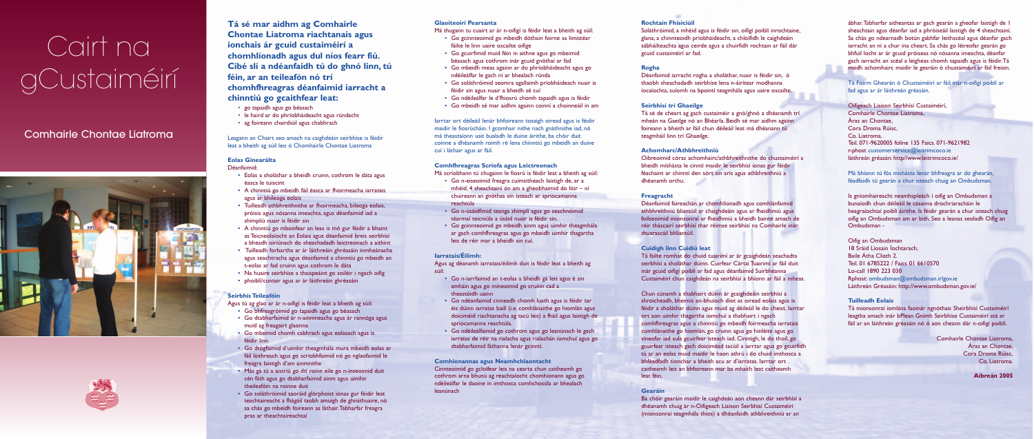# Cairt na gCustaiméirí

## Comhairle Chontae Liatroma

**Tá sé mar aidhm ag Comhairle Chontae Liatroma riachtanais agus ionchais ár gcuid custaiméirí a chomhlíonadh agus dul níos fearr fiú. Cibé slí a ndéanfaidh tú do ghnó linn, tú féin, ar an teileafón nó trí chomhfhreagras déanfaimid iarracht a chinntiú go gcaithfear leat:**

- go tapaidh agus go béasach
- le haird ar do phríobháideacht agus rúndacht
- ag foireann chairdiúil agus chabhrach

Leagann an Chairt seo amach na caighdeáin seirbhíse is féidir leat a bheith ag súil leo ó Chomhairle Chontae Liatroma

### Eolas Ginearálta

Déanfaimid:

- Eolas a sholáthar a bheidh cruinn, cothrom le dáta agus éasca le tuiscint
- A chinntiú go mbeidh fáil éasca ar fhoirmeacha iarratais agus ar bhileoga eolais
- Tuilleadh athbhreithnithe ar fhoirmeacha, bileoga eolais, próisis agus nósanna imeachta, agus déanfaimid iad a shimpliú nuair is féidir sin
- A chinntiú go mbainfear an leas is mó gur féidir a bhaint as Teicneolaíocht an Eolais agus déanfaimid breis seirbhísí a bheadh oiriúnach do sheachadadh leictreonach a aithint
- Tuilleadh forbartha ar ár láithreáin ghréasáin inmheánacha agus seachtracha agus déanfaimid a chinntiú go mbeidh an t-eolas ar fad cruinn agus cothrom le dáta
- Na huaire seirbhíse a thaispeáint go soiléir i ngach oifig
- phoiblí/cuntair agus ar ár láithreáin ghréasáin

### Seirbhís Teileafóin

Agus tú ag glao ar ár n-oifigí is féidir leat a bheith ag súil:

- Go bhfreagróimid go tapaidh agus go béasach
- Go dtabharfaimid ár n-ainmneacha agus ár rannóga agus muid ag freagairt glaonna
- Go mbeimid chomh cabhrach agus eolasach agus is féidir linn
- Go dtógfaimid d'uimhir theagmhála mura mbeidh eolas ar fáil láithreach agus go scríobhfaimid nó go nglaofaimid le freagra laistigh d'am ainmnithe
- Más gá tú a aistriú go dtí roinn eile go n-inseoimid duit cén fáth agus go dtabharfaimid ainm agus uimhir theileafóin na roinne duit
- Go soláthróimid saoráid glórphoist ionas gur féidir leat teachtaireacht a fhágáil taobh amuigh de ghnáthuaire, nó sa chás go mbeidh foireann as láthair. Tabharfar freagra pras ar theachtaireachtaí

### Glaoiteoirí Pearsanta

Má thugann tu cuairt ar ár n-oifigí is féidir leat a bheith ag súil:

- Go gcinnteoimid go mbeidh dóthain foirne sa limistéar fáilte le linn uaire oscailte oifige
- Go gcuirfimid muid féin in aithne agus go mbeimid béasach agus cothrom inár gcuid gnóthaí ar fad
- Go mbeidh meas againn ar do phríobháideacht agus go ndéileálfar le gach ní ar bhealach rúnda
- Go soláthróimid seomra agallaimh príobháideach nuair is féidir sin agus nuair a bheidh sé cuí
- Go ndéileálfar le d'fhiosrú chomh tapaidh agus is féidir
- Go mbeidh sé mar aidhm againn coinní a choinneáil in am

Iarrtar ort déileáil lenár bhfoireann tosaigh oiread agus is féidir maidir le fiosrúcháin. I gcomhair nithe nach gnáthnithe iad, nó má theastaíonn uait bualadh le duine áirithe, ba chóir duit coinne a dhéanamh roimh ré lena chinntiú go mbeidh an duine cuí i láthair agus ar fáil.

### Comhfhreagras Scríofa agus Leictreonach

Má scríobhann tú chugainn le fiosrú is féidir leat a bheith ag súil:

- Go n-eiseoimid freagra cuimsitheach laistigh de, ar a mhéid, 4 sheachtaini ón am a gheobhaimid do litir – ní chuireann an gnóthas sin isteach ar spriocamanna reachtúla
- Go n-úsáidfimid teanga shimplí agus go seachnóimid téarmaí teicniúla a úsáid nuair is féidir sin.
- Go gcinnteoimid go mbeidh ainm agus uimhir theagmhála ar gach comhfhreagras agus go mbeidh uimhir thagartha leis de réir mar a bheidh sin cuí.

### Iarratais/Éilimh:

Agus ag déanamh iarratais/éilimh duit is féidir leat a bheith ag súil:

- Go n-iarrfaimid an t-eolas a bheidh gá leis agus é sin amháin agus go míneoimid go cruinn cad a theastóidh uainn
- Go ndéanfaimid cinneadh chomh luath agus is féidir tar éis dúinn iarratas bailí (i.e. comhlánaithe go hiomlán agus doiciméid riachtanacha ag tacú leis) a fháil agus laistigh de spriocamanna reachtúla.
- Go ndéileálfaimid go cothrom agus go leanúnach le gach iarratas de réir na rialacha agus rialachán iomchuí agus go dtabharfaimid fáthanna lenár gcinntí.

### Comhionannas agus Neamhchlaontacht

Cinnteoimid go gcloífear leis na cearta chun caitheamh go cothrom arna bhunú ag reachtaíocht chomhionann agus go ndéileálfar le daoine in imthosca comhchosúla ar bhealach leanúnach

### Rochtain Fhisiciúil

Soláthróimid, a mhéid agus is féidir sin, oifigí poiblí inrochtaine, glana, a chinnteoidh príobháideacht, a chloífidh le caighdeáin sábháilteachta agus ceirde agus a chuirfidh rochtain ar fáil dár gcuid custaiméirí ar fad.

### Rogha

Déanfaimid iarracht rogha a sholáthar, nuair is féidir sin, ó thaobh sheachadadh seirbhíse lena n-áirítear modhanna íocaíochta, suíomh na bpointí teagmhála agus uaire oscailte.

### Seirbhísí trí Ghaeilge

Tá sé de cheart ag gach custaiméir a gnó/ghnó a dhéanamh trí mheán na Gaeilge nó an Bhéarla. Beidh sé mar aidhm againn foireann a bheith ar fáil chun déileáil leat má dhéanann tú teagmháil linn trí Ghaeilge.

### Achomharc/Athbhreithniú

Oibreoimid córas achomhairc/athbhreithnithe do chustaiméirí a bheidh míshásta le cinntí maidir le seirbhísí ionas gur féidir féachaint ar chinntí den sórt sin arís agus athbhreithniú a dhéanamh orthu.

### Freagracht

Déanfaimid faireachán ar chomhlíonadh agus comhlánfaimid athbhreithniú bliantúil ar chaighdeáin agus ar fheidhmiú agus foilseoimid mionsonraí ar fheidhmiú a bheidh bainte amach de réir tháscairí seirbhísí thar réimse seirbhísí na Comhairle inár dtuarascáil bhliantúil.

### Cuidigh linn Cuidiú leat

Tá fáilte romhat do chuid tuairimí ar ár gcaighdeáin seachadta seirbhísí a sholáthar dúinn. Cuirfear Cártaí Tuairimí ar fáil duit inár gcuid oifigí poiblí ar fad agus déanfaimid Suirbhéanna Custaiméirí chun caighdeán na seirbhísí a bhíonn ar fáil a mheas.

Chun cúnamh a thabhairt dúinn ár gcaighdeáin seirbhísí a shroicheadh, bheimis an-bhuíoch díot as oiread eolais agus is féidir a sholáthar dúinn agus muid ag déileáil le do cheist. Iarrtar ort aon uimhir thagartha iomchuí a thabhairt i ngach comhfhreagras agus a chinntiú go mbeidh foirmeacha iarratais comhlánaithe go hiomlán, go cruinn agus go hinléite agus go síneofar iad sula gcuirfear isteach iad. Cinntigh, le do thoil, go gcuirfear isteach gach doiciméad tacúil a iarrtar agus go gcuirfidh tú ar an eolas muid maidir le haon athrú i do chuid imthosca a bhféadfadh tionchar a bheith acu ar d'iarratas. Iarrtar ort caitheamh leis an bhfoireann mar ba mhaith leat caitheamh leat féin.

### Gearáin

Ba chóir gearáin maidir le caighdeán aon cheann dár seirbhísí a dhéanamh chuig ár n-Oifigeach Liaison Seirbhísí Custaiméirí (mionsonraí teagmhála thíos) a dhéanfaidh athbhreithniú ar an ábhar. Tabharfar aitheantas ar gach gearán a gheofar laistigh de 1 sheachtain agus déanfar iad a phróiseáil laistigh de 4 sheachtainí. Sa chás go ndearnadh botún gabhfar leithscéal agus déanfar gach iarracht an ní a chur ina cheart. Sa chás go léireofar gearán go bhfuil locht ar ár gcuid próiseas nó nósanna imeachta, déanfar gach iarracht an scéal a leigheas chomh tapaidh agus is féidir. Tá modh achomhairc maidir le gearáin ó chustaiméirí ar fáil freisin.

Tá Foirm Ghearán ó Chustaiméirí ar fáil inár n-oifigí poiblí ar fad agus ar ár láithreán gréasáin.

Oifigeach Liaison Seirbhísí Custaiméirí,
Comhairle Chontae Liatroma,
Áras an Chontae,
Cora Droma Rúisc,
Co. Liatroma.
Teil. 071-9620005 folíne 135 Faics. 071-9621982
r-phost customerservice@leitrimcoco.ie
láithreán gréasáin: http//www.leitrimcoco.ie/

Má bhíonn tú fós míshásta lenár bhfreagra ar do ghearán, féadfaidh tú gearán a chur isteach chuig an Ombudsman.

Is gníomhaireacht neamhspleách í oifig an Ombudsman a bunaíodh chun déileáil le cásanna drochriaracháin le heagraíochtaí poiblí áirithe. Is féidir gearán a chur isteach chuig oifig an Ombudsman am ar bith. Seo a leanas seoladh Oifig an Ombudsman -

Oifig an Ombudsman
18 Sráid Líosain Íochtarach,
Baile Átha Cliath 2.
Teil. 01 6785222 / Faics 01 6610570
Lo-call 1890 223 030
Rphost: ombudsman@ombudsman.irlgov.ie
Láithreán Gréasáin: http://www.ombudsman.gov.ie/

### Tuilleadh Eolais

Tá mionsonraí iomlána faoinár ngnóthais Sheirbhísí Custaiméirí leagtha amach inár bPlean Gnímh Seirbhíse Custaiméirí atá ar fáil ar an láithreán gréasáin nó ó aon cheann dár n-oifigí poiblí.

Comhairle Chontae Liatroma,
Áras an Chontae,
Cora Droma Rúisc,
Co. Liatroma.

**Aibreán 2005**